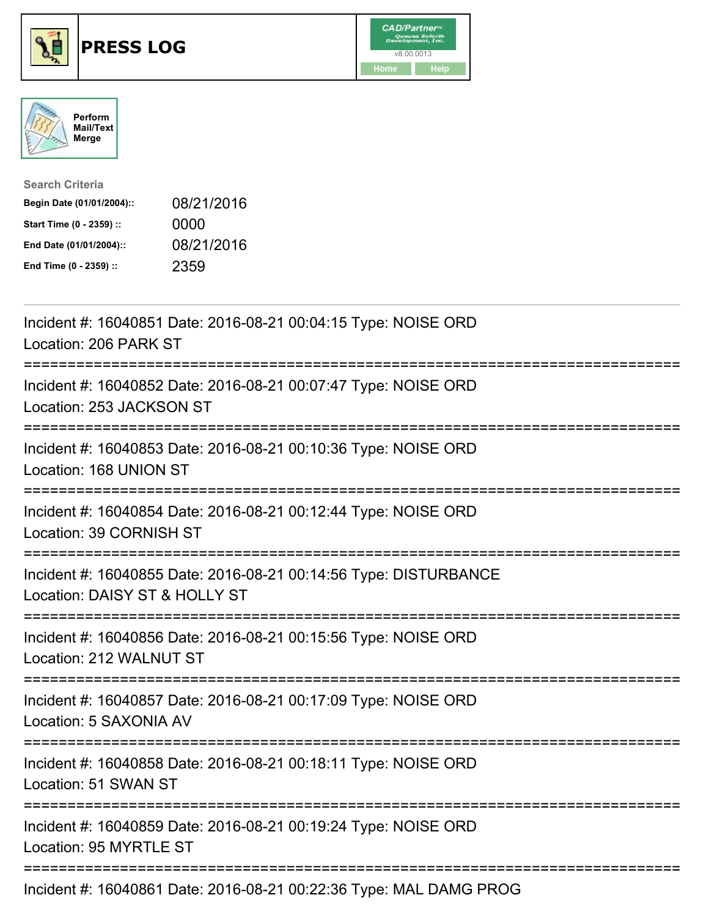# PRESS LOG

CAD/Partner™ v8.00.0013

Home | Help

Perform Mail/Text Merge

**Search Criteria**

| | |
|---|---|
| **Begin Date (01/01/2004)::** | 08/21/2016 |
| **Start Time (0 - 2359) ::** | 0000 |
| **End Date (01/01/2004)::** | 08/21/2016 |
| **End Time (0 - 2359) ::** | 2359 |

---

Incident #: 16040851 Date: 2016-08-21 00:04:15 Type: NOISE ORD
Location: 206 PARK ST

===========================================================================

Incident #: 16040852 Date: 2016-08-21 00:07:47 Type: NOISE ORD
Location: 253 JACKSON ST

===========================================================================

Incident #: 16040853 Date: 2016-08-21 00:10:36 Type: NOISE ORD
Location: 168 UNION ST

===========================================================================

Incident #: 16040854 Date: 2016-08-21 00:12:44 Type: NOISE ORD
Location: 39 CORNISH ST

===========================================================================

Incident #: 16040855 Date: 2016-08-21 00:14:56 Type: DISTURBANCE
Location: DAISY ST & HOLLY ST

===========================================================================

Incident #: 16040856 Date: 2016-08-21 00:15:56 Type: NOISE ORD
Location: 212 WALNUT ST

===========================================================================

Incident #: 16040857 Date: 2016-08-21 00:17:09 Type: NOISE ORD
Location: 5 SAXONIA AV

===========================================================================

Incident #: 16040858 Date: 2016-08-21 00:18:11 Type: NOISE ORD
Location: 51 SWAN ST

===========================================================================

Incident #: 16040859 Date: 2016-08-21 00:19:24 Type: NOISE ORD
Location: 95 MYRTLE ST

===========================================================================

Incident #: 16040861 Date: 2016-08-21 00:22:36 Type: MAL DAMG PROG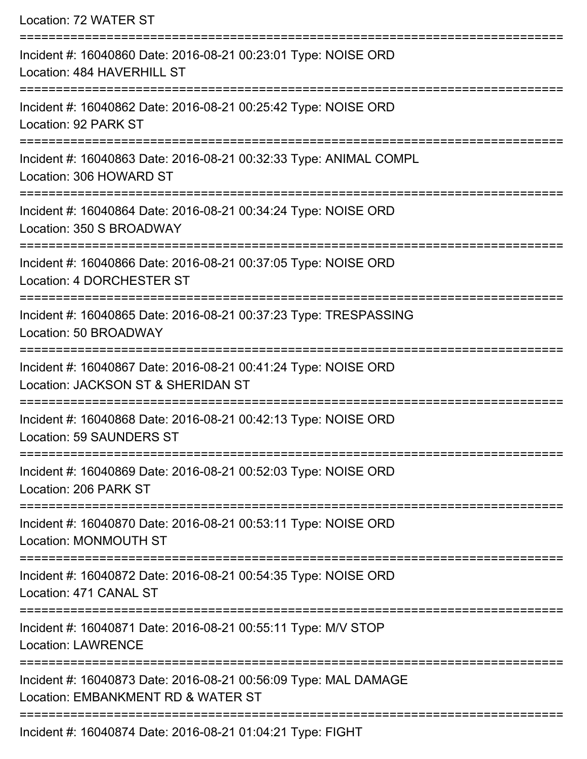Location: 72 WATER ST

===========================================================================

Incident #: 16040860 Date: 2016-08-21 00:23:01 Type: NOISE ORD
Location: 484 HAVERHILL ST

===========================================================================

Incident #: 16040862 Date: 2016-08-21 00:25:42 Type: NOISE ORD
Location: 92 PARK ST

===========================================================================

Incident #: 16040863 Date: 2016-08-21 00:32:33 Type: ANIMAL COMPL
Location: 306 HOWARD ST

===========================================================================

Incident #: 16040864 Date: 2016-08-21 00:34:24 Type: NOISE ORD
Location: 350 S BROADWAY

===========================================================================

Incident #: 16040866 Date: 2016-08-21 00:37:05 Type: NOISE ORD
Location: 4 DORCHESTER ST

===========================================================================

Incident #: 16040865 Date: 2016-08-21 00:37:23 Type: TRESPASSING
Location: 50 BROADWAY

===========================================================================

Incident #: 16040867 Date: 2016-08-21 00:41:24 Type: NOISE ORD
Location: JACKSON ST & SHERIDAN ST

===========================================================================

Incident #: 16040868 Date: 2016-08-21 00:42:13 Type: NOISE ORD
Location: 59 SAUNDERS ST

===========================================================================

Incident #: 16040869 Date: 2016-08-21 00:52:03 Type: NOISE ORD
Location: 206 PARK ST

===========================================================================

Incident #: 16040870 Date: 2016-08-21 00:53:11 Type: NOISE ORD
Location: MONMOUTH ST

===========================================================================

Incident #: 16040872 Date: 2016-08-21 00:54:35 Type: NOISE ORD
Location: 471 CANAL ST

===========================================================================

Incident #: 16040871 Date: 2016-08-21 00:55:11 Type: M/V STOP
Location: LAWRENCE

===========================================================================

Incident #: 16040873 Date: 2016-08-21 00:56:09 Type: MAL DAMAGE
Location: EMBANKMENT RD & WATER ST

===========================================================================

Incident #: 16040874 Date: 2016-08-21 01:04:21 Type: FIGHT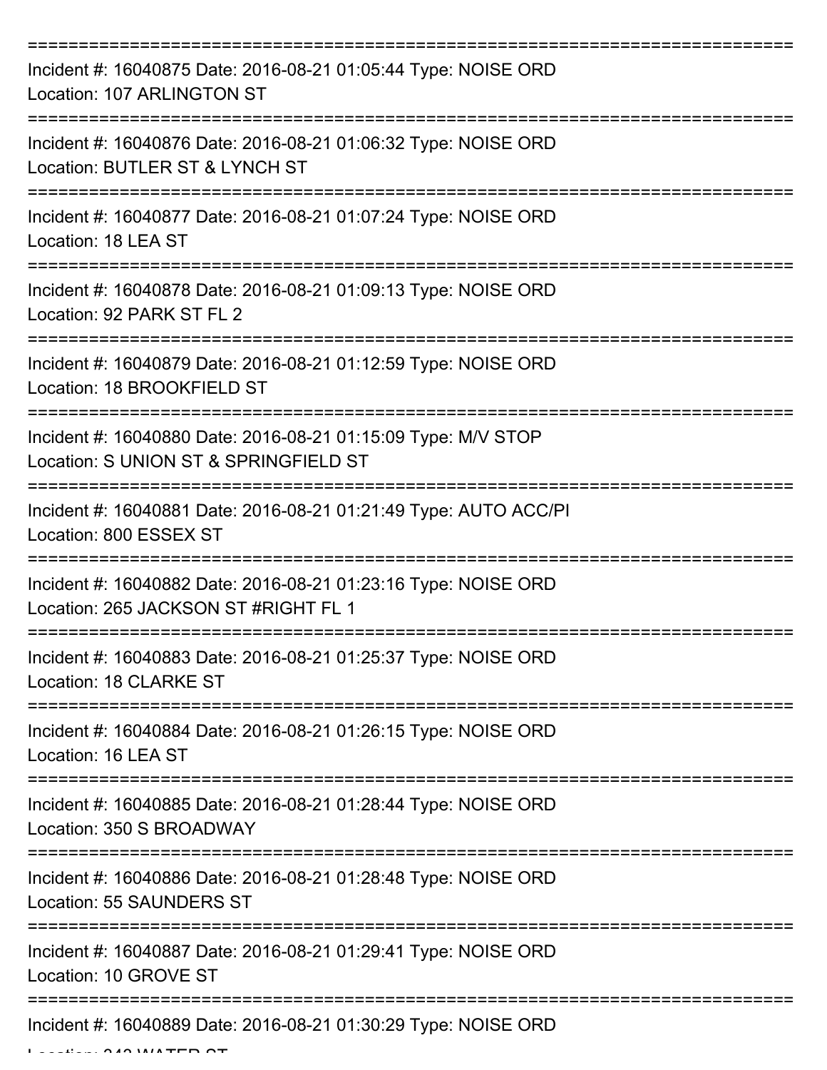===========================================================================

Incident #: 16040875 Date: 2016-08-21 01:05:44 Type: NOISE ORD
Location: 107 ARLINGTON ST

===========================================================================

Incident #: 16040876 Date: 2016-08-21 01:06:32 Type: NOISE ORD
Location: BUTLER ST & LYNCH ST

===========================================================================

Incident #: 16040877 Date: 2016-08-21 01:07:24 Type: NOISE ORD
Location: 18 LEA ST

===========================================================================

Incident #: 16040878 Date: 2016-08-21 01:09:13 Type: NOISE ORD
Location: 92 PARK ST FL 2

===========================================================================

Incident #: 16040879 Date: 2016-08-21 01:12:59 Type: NOISE ORD
Location: 18 BROOKFIELD ST

===========================================================================

Incident #: 16040880 Date: 2016-08-21 01:15:09 Type: M/V STOP
Location: S UNION ST & SPRINGFIELD ST

===========================================================================

Incident #: 16040881 Date: 2016-08-21 01:21:49 Type: AUTO ACC/PI
Location: 800 ESSEX ST

===========================================================================

Incident #: 16040882 Date: 2016-08-21 01:23:16 Type: NOISE ORD
Location: 265 JACKSON ST #RIGHT FL 1

===========================================================================

Incident #: 16040883 Date: 2016-08-21 01:25:37 Type: NOISE ORD
Location: 18 CLARKE ST

===========================================================================

Incident #: 16040884 Date: 2016-08-21 01:26:15 Type: NOISE ORD
Location: 16 LEA ST

===========================================================================

Incident #: 16040885 Date: 2016-08-21 01:28:44 Type: NOISE ORD
Location: 350 S BROADWAY

===========================================================================

Incident #: 16040886 Date: 2016-08-21 01:28:48 Type: NOISE ORD
Location: 55 SAUNDERS ST

===========================================================================

Incident #: 16040887 Date: 2016-08-21 01:29:41 Type: NOISE ORD
Location: 10 GROVE ST

===========================================================================

Incident #: 16040889 Date: 2016-08-21 01:30:29 Type: NOISE ORD
Location: 243 WATER ST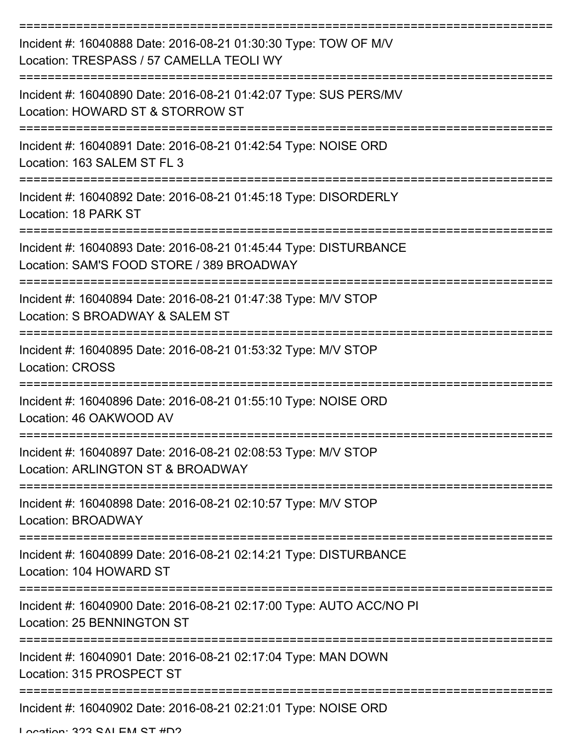===========================================================================

Incident #: 16040888 Date: 2016-08-21 01:30:30 Type: TOW OF M/V
Location: TRESPASS / 57 CAMELLA TEOLI WY

===========================================================================

Incident #: 16040890 Date: 2016-08-21 01:42:07 Type: SUS PERS/MV
Location: HOWARD ST & STORROW ST

===========================================================================

Incident #: 16040891 Date: 2016-08-21 01:42:54 Type: NOISE ORD
Location: 163 SALEM ST FL 3

===========================================================================

Incident #: 16040892 Date: 2016-08-21 01:45:18 Type: DISORDERLY
Location: 18 PARK ST

===========================================================================

Incident #: 16040893 Date: 2016-08-21 01:45:44 Type: DISTURBANCE
Location: SAM'S FOOD STORE / 389 BROADWAY

===========================================================================

Incident #: 16040894 Date: 2016-08-21 01:47:38 Type: M/V STOP
Location: S BROADWAY & SALEM ST

===========================================================================

Incident #: 16040895 Date: 2016-08-21 01:53:32 Type: M/V STOP
Location: CROSS

===========================================================================

Incident #: 16040896 Date: 2016-08-21 01:55:10 Type: NOISE ORD
Location: 46 OAKWOOD AV

===========================================================================

Incident #: 16040897 Date: 2016-08-21 02:08:53 Type: M/V STOP
Location: ARLINGTON ST & BROADWAY

===========================================================================

Incident #: 16040898 Date: 2016-08-21 02:10:57 Type: M/V STOP
Location: BROADWAY

===========================================================================

Incident #: 16040899 Date: 2016-08-21 02:14:21 Type: DISTURBANCE
Location: 104 HOWARD ST

===========================================================================

Incident #: 16040900 Date: 2016-08-21 02:17:00 Type: AUTO ACC/NO PI
Location: 25 BENNINGTON ST

===========================================================================

Incident #: 16040901 Date: 2016-08-21 02:17:04 Type: MAN DOWN
Location: 315 PROSPECT ST

===========================================================================

Incident #: 16040902 Date: 2016-08-21 02:21:01 Type: NOISE ORD
Location: 323 SALEM ST #D2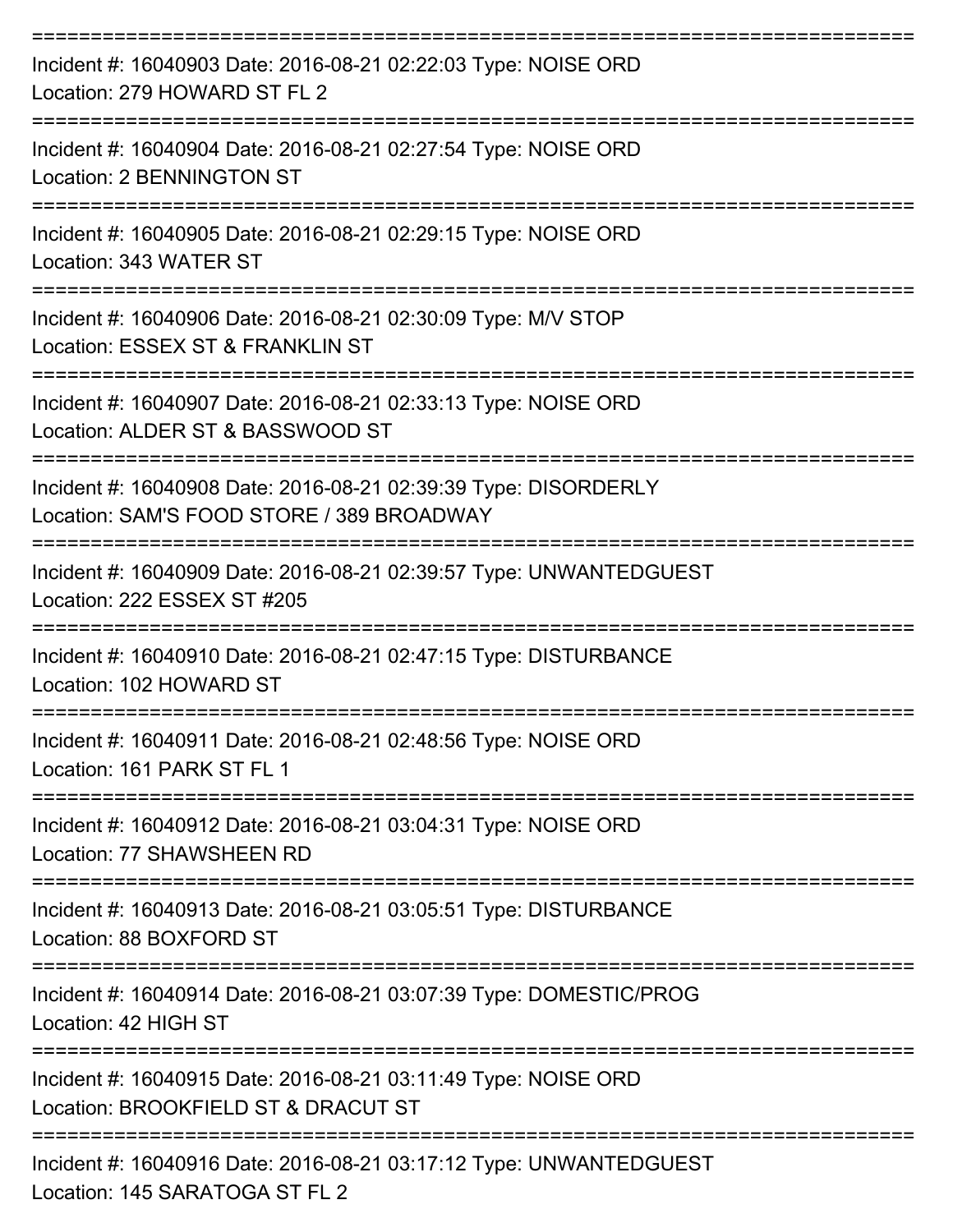===========================================================================

Incident #: 16040903 Date: 2016-08-21 02:22:03 Type: NOISE ORD
Location: 279 HOWARD ST FL 2

===========================================================================

Incident #: 16040904 Date: 2016-08-21 02:27:54 Type: NOISE ORD
Location: 2 BENNINGTON ST

===========================================================================

Incident #: 16040905 Date: 2016-08-21 02:29:15 Type: NOISE ORD
Location: 343 WATER ST

===========================================================================

Incident #: 16040906 Date: 2016-08-21 02:30:09 Type: M/V STOP
Location: ESSEX ST & FRANKLIN ST

===========================================================================

Incident #: 16040907 Date: 2016-08-21 02:33:13 Type: NOISE ORD
Location: ALDER ST & BASSWOOD ST

===========================================================================

Incident #: 16040908 Date: 2016-08-21 02:39:39 Type: DISORDERLY
Location: SAM'S FOOD STORE / 389 BROADWAY

===========================================================================

Incident #: 16040909 Date: 2016-08-21 02:39:57 Type: UNWANTEDGUEST
Location: 222 ESSEX ST #205

===========================================================================

Incident #: 16040910 Date: 2016-08-21 02:47:15 Type: DISTURBANCE
Location: 102 HOWARD ST

===========================================================================

Incident #: 16040911 Date: 2016-08-21 02:48:56 Type: NOISE ORD
Location: 161 PARK ST FL 1

===========================================================================

Incident #: 16040912 Date: 2016-08-21 03:04:31 Type: NOISE ORD
Location: 77 SHAWSHEEN RD

===========================================================================

Incident #: 16040913 Date: 2016-08-21 03:05:51 Type: DISTURBANCE
Location: 88 BOXFORD ST

===========================================================================

Incident #: 16040914 Date: 2016-08-21 03:07:39 Type: DOMESTIC/PROG
Location: 42 HIGH ST

===========================================================================

Incident #: 16040915 Date: 2016-08-21 03:11:49 Type: NOISE ORD
Location: BROOKFIELD ST & DRACUT ST

===========================================================================

Incident #: 16040916 Date: 2016-08-21 03:17:12 Type: UNWANTEDGUEST
Location: 145 SARATOGA ST FL 2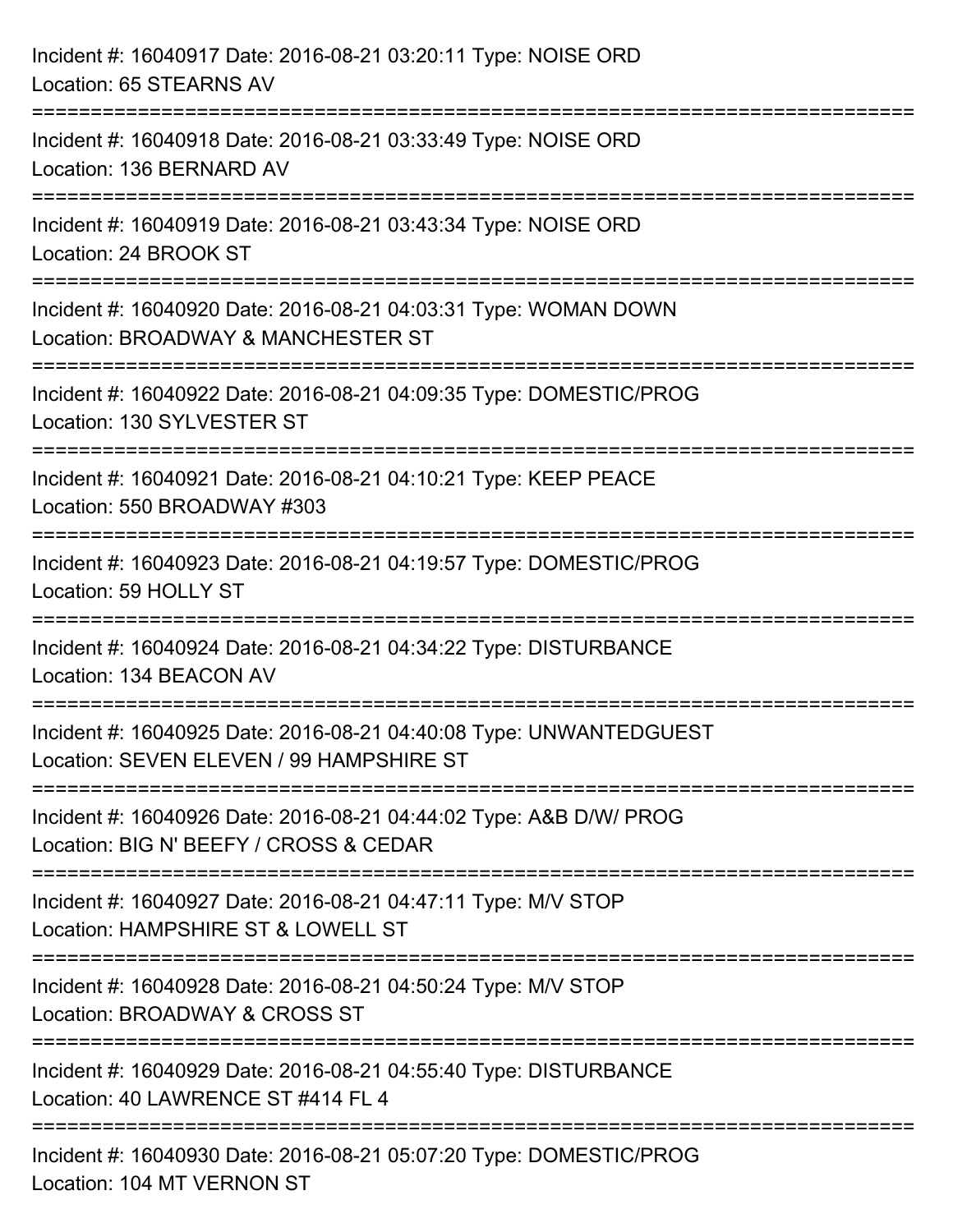Incident #: 16040917 Date: 2016-08-21 03:20:11 Type: NOISE ORD
Location: 65 STEARNS AV

===========================================================================

Incident #: 16040918 Date: 2016-08-21 03:33:49 Type: NOISE ORD
Location: 136 BERNARD AV

===========================================================================

Incident #: 16040919 Date: 2016-08-21 03:43:34 Type: NOISE ORD
Location: 24 BROOK ST

===========================================================================

Incident #: 16040920 Date: 2016-08-21 04:03:31 Type: WOMAN DOWN
Location: BROADWAY & MANCHESTER ST

===========================================================================

Incident #: 16040922 Date: 2016-08-21 04:09:35 Type: DOMESTIC/PROG
Location: 130 SYLVESTER ST

===========================================================================

Incident #: 16040921 Date: 2016-08-21 04:10:21 Type: KEEP PEACE
Location: 550 BROADWAY #303

===========================================================================

Incident #: 16040923 Date: 2016-08-21 04:19:57 Type: DOMESTIC/PROG
Location: 59 HOLLY ST

===========================================================================

Incident #: 16040924 Date: 2016-08-21 04:34:22 Type: DISTURBANCE
Location: 134 BEACON AV

===========================================================================

Incident #: 16040925 Date: 2016-08-21 04:40:08 Type: UNWANTEDGUEST
Location: SEVEN ELEVEN / 99 HAMPSHIRE ST

===========================================================================

Incident #: 16040926 Date: 2016-08-21 04:44:02 Type: A&B D/W/ PROG
Location: BIG N' BEEFY / CROSS & CEDAR

===========================================================================

Incident #: 16040927 Date: 2016-08-21 04:47:11 Type: M/V STOP
Location: HAMPSHIRE ST & LOWELL ST

===========================================================================

Incident #: 16040928 Date: 2016-08-21 04:50:24 Type: M/V STOP
Location: BROADWAY & CROSS ST

===========================================================================

Incident #: 16040929 Date: 2016-08-21 04:55:40 Type: DISTURBANCE
Location: 40 LAWRENCE ST #414 FL 4

===========================================================================

Incident #: 16040930 Date: 2016-08-21 05:07:20 Type: DOMESTIC/PROG
Location: 104 MT VERNON ST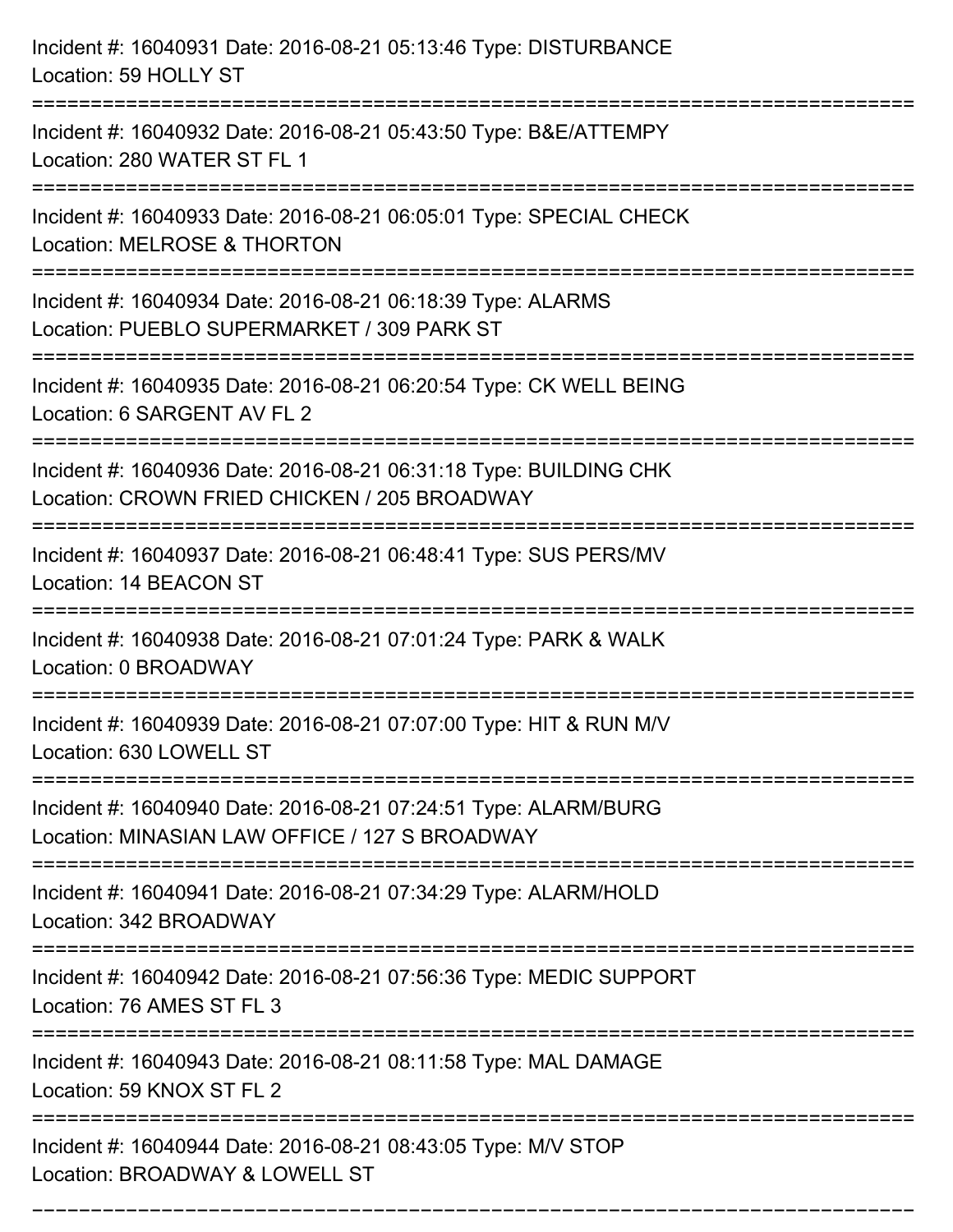Incident #: 16040931 Date: 2016-08-21 05:13:46 Type: DISTURBANCE
Location: 59 HOLLY ST

===========================================================================

Incident #: 16040932 Date: 2016-08-21 05:43:50 Type: B&E/ATTEMPY
Location: 280 WATER ST FL 1

===========================================================================

Incident #: 16040933 Date: 2016-08-21 06:05:01 Type: SPECIAL CHECK
Location: MELROSE & THORTON

===========================================================================

Incident #: 16040934 Date: 2016-08-21 06:18:39 Type: ALARMS
Location: PUEBLO SUPERMARKET / 309 PARK ST

===========================================================================

Incident #: 16040935 Date: 2016-08-21 06:20:54 Type: CK WELL BEING
Location: 6 SARGENT AV FL 2

===========================================================================

Incident #: 16040936 Date: 2016-08-21 06:31:18 Type: BUILDING CHK
Location: CROWN FRIED CHICKEN / 205 BROADWAY

===========================================================================

Incident #: 16040937 Date: 2016-08-21 06:48:41 Type: SUS PERS/MV
Location: 14 BEACON ST

===========================================================================

Incident #: 16040938 Date: 2016-08-21 07:01:24 Type: PARK & WALK
Location: 0 BROADWAY

===========================================================================

Incident #: 16040939 Date: 2016-08-21 07:07:00 Type: HIT & RUN M/V
Location: 630 LOWELL ST

===========================================================================

Incident #: 16040940 Date: 2016-08-21 07:24:51 Type: ALARM/BURG
Location: MINASIAN LAW OFFICE / 127 S BROADWAY

===========================================================================

Incident #: 16040941 Date: 2016-08-21 07:34:29 Type: ALARM/HOLD
Location: 342 BROADWAY

===========================================================================

Incident #: 16040942 Date: 2016-08-21 07:56:36 Type: MEDIC SUPPORT
Location: 76 AMES ST FL 3

===========================================================================

Incident #: 16040943 Date: 2016-08-21 08:11:58 Type: MAL DAMAGE
Location: 59 KNOX ST FL 2

===========================================================================

Incident #: 16040944 Date: 2016-08-21 08:43:05 Type: M/V STOP
Location: BROADWAY & LOWELL ST

===========================================================================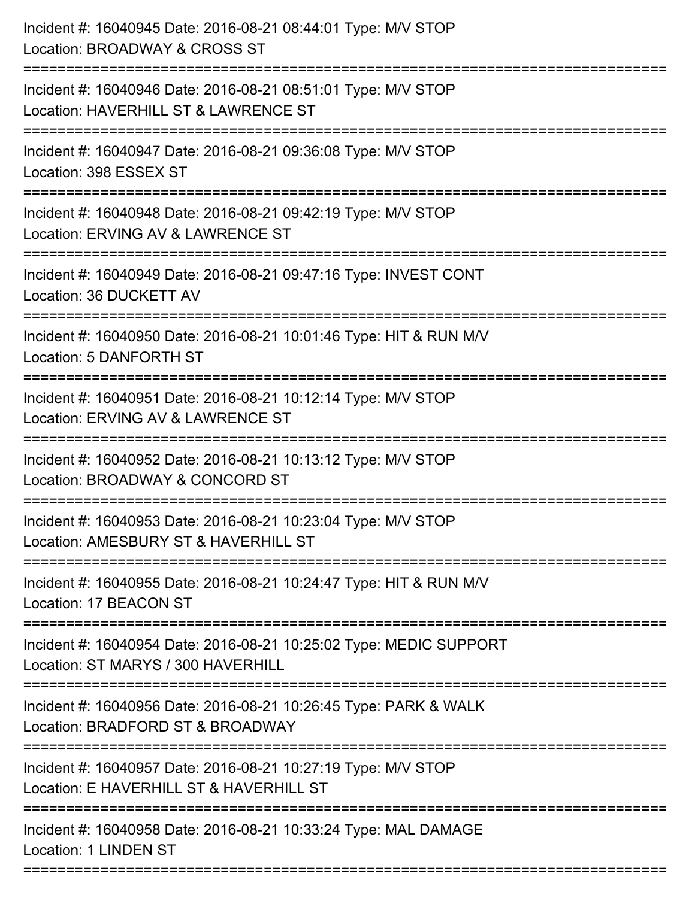Incident #: 16040945 Date: 2016-08-21 08:44:01 Type: M/V STOP
Location: BROADWAY & CROSS ST

===========================================================================

Incident #: 16040946 Date: 2016-08-21 08:51:01 Type: M/V STOP
Location: HAVERHILL ST & LAWRENCE ST

===========================================================================

Incident #: 16040947 Date: 2016-08-21 09:36:08 Type: M/V STOP
Location: 398 ESSEX ST

===========================================================================

Incident #: 16040948 Date: 2016-08-21 09:42:19 Type: M/V STOP
Location: ERVING AV & LAWRENCE ST

===========================================================================

Incident #: 16040949 Date: 2016-08-21 09:47:16 Type: INVEST CONT
Location: 36 DUCKETT AV

===========================================================================

Incident #: 16040950 Date: 2016-08-21 10:01:46 Type: HIT & RUN M/V
Location: 5 DANFORTH ST

===========================================================================

Incident #: 16040951 Date: 2016-08-21 10:12:14 Type: M/V STOP
Location: ERVING AV & LAWRENCE ST

===========================================================================

Incident #: 16040952 Date: 2016-08-21 10:13:12 Type: M/V STOP
Location: BROADWAY & CONCORD ST

===========================================================================

Incident #: 16040953 Date: 2016-08-21 10:23:04 Type: M/V STOP
Location: AMESBURY ST & HAVERHILL ST

===========================================================================

Incident #: 16040955 Date: 2016-08-21 10:24:47 Type: HIT & RUN M/V
Location: 17 BEACON ST

===========================================================================

Incident #: 16040954 Date: 2016-08-21 10:25:02 Type: MEDIC SUPPORT
Location: ST MARYS / 300 HAVERHILL

===========================================================================

Incident #: 16040956 Date: 2016-08-21 10:26:45 Type: PARK & WALK
Location: BRADFORD ST & BROADWAY

===========================================================================

Incident #: 16040957 Date: 2016-08-21 10:27:19 Type: M/V STOP
Location: E HAVERHILL ST & HAVERHILL ST

===========================================================================

Incident #: 16040958 Date: 2016-08-21 10:33:24 Type: MAL DAMAGE
Location: 1 LINDEN ST

===========================================================================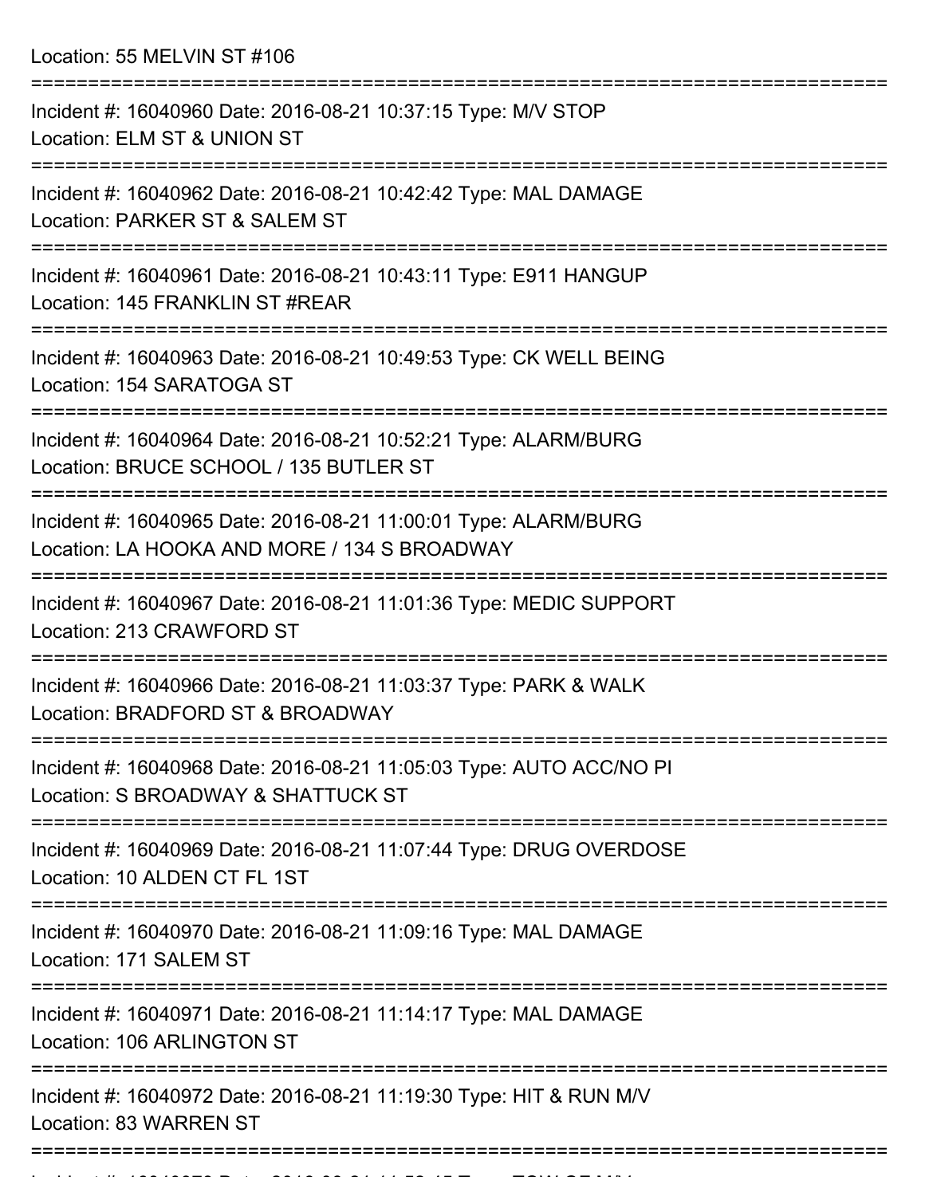Location: 55 MELVIN ST #106

===========================================================================

Incident #: 16040960 Date: 2016-08-21 10:37:15 Type: M/V STOP
Location: ELM ST & UNION ST

===========================================================================

Incident #: 16040962 Date: 2016-08-21 10:42:42 Type: MAL DAMAGE
Location: PARKER ST & SALEM ST

===========================================================================

Incident #: 16040961 Date: 2016-08-21 10:43:11 Type: E911 HANGUP
Location: 145 FRANKLIN ST #REAR

===========================================================================

Incident #: 16040963 Date: 2016-08-21 10:49:53 Type: CK WELL BEING
Location: 154 SARATOGA ST

===========================================================================

Incident #: 16040964 Date: 2016-08-21 10:52:21 Type: ALARM/BURG
Location: BRUCE SCHOOL / 135 BUTLER ST

===========================================================================

Incident #: 16040965 Date: 2016-08-21 11:00:01 Type: ALARM/BURG
Location: LA HOOKA AND MORE / 134 S BROADWAY

===========================================================================

Incident #: 16040967 Date: 2016-08-21 11:01:36 Type: MEDIC SUPPORT
Location: 213 CRAWFORD ST

===========================================================================

Incident #: 16040966 Date: 2016-08-21 11:03:37 Type: PARK & WALK
Location: BRADFORD ST & BROADWAY

===========================================================================

Incident #: 16040968 Date: 2016-08-21 11:05:03 Type: AUTO ACC/NO PI
Location: S BROADWAY & SHATTUCK ST

===========================================================================

Incident #: 16040969 Date: 2016-08-21 11:07:44 Type: DRUG OVERDOSE
Location: 10 ALDEN CT FL 1ST

===========================================================================

Incident #: 16040970 Date: 2016-08-21 11:09:16 Type: MAL DAMAGE
Location: 171 SALEM ST

===========================================================================

Incident #: 16040971 Date: 2016-08-21 11:14:17 Type: MAL DAMAGE
Location: 106 ARLINGTON ST

===========================================================================

Incident #: 16040972 Date: 2016-08-21 11:19:30 Type: HIT & RUN M/V
Location: 83 WARREN ST

===========================================================================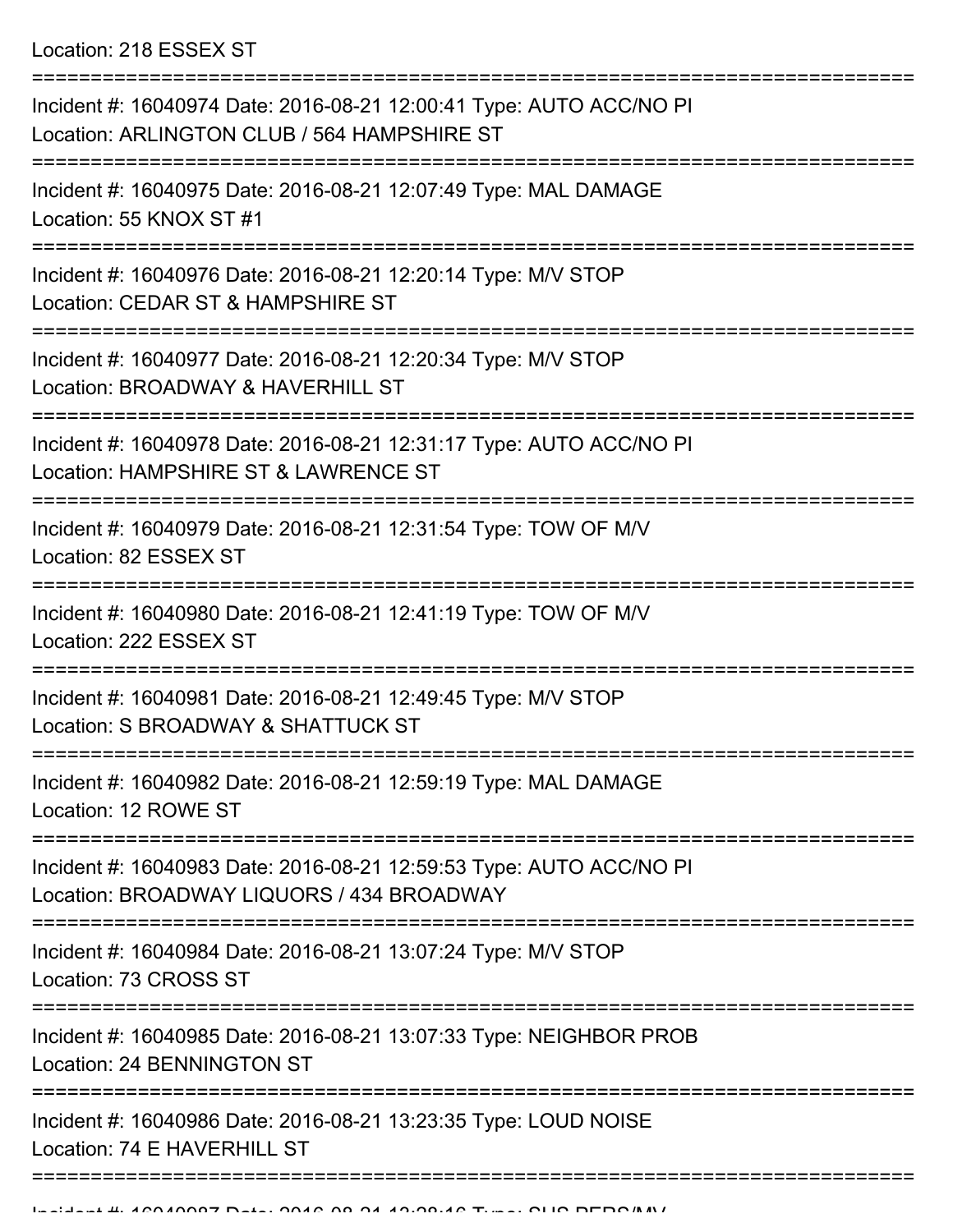Location: 218 ESSEX ST

===========================================================================

Incident #: 16040974 Date: 2016-08-21 12:00:41 Type: AUTO ACC/NO PI
Location: ARLINGTON CLUB / 564 HAMPSHIRE ST

===========================================================================

Incident #: 16040975 Date: 2016-08-21 12:07:49 Type: MAL DAMAGE
Location: 55 KNOX ST #1

===========================================================================

Incident #: 16040976 Date: 2016-08-21 12:20:14 Type: M/V STOP
Location: CEDAR ST & HAMPSHIRE ST

===========================================================================

Incident #: 16040977 Date: 2016-08-21 12:20:34 Type: M/V STOP
Location: BROADWAY & HAVERHILL ST

===========================================================================

Incident #: 16040978 Date: 2016-08-21 12:31:17 Type: AUTO ACC/NO PI
Location: HAMPSHIRE ST & LAWRENCE ST

===========================================================================

Incident #: 16040979 Date: 2016-08-21 12:31:54 Type: TOW OF M/V
Location: 82 ESSEX ST

===========================================================================

Incident #: 16040980 Date: 2016-08-21 12:41:19 Type: TOW OF M/V
Location: 222 ESSEX ST

===========================================================================

Incident #: 16040981 Date: 2016-08-21 12:49:45 Type: M/V STOP
Location: S BROADWAY & SHATTUCK ST

===========================================================================

Incident #: 16040982 Date: 2016-08-21 12:59:19 Type: MAL DAMAGE
Location: 12 ROWE ST

===========================================================================

Incident #: 16040983 Date: 2016-08-21 12:59:53 Type: AUTO ACC/NO PI
Location: BROADWAY LIQUORS / 434 BROADWAY

===========================================================================

Incident #: 16040984 Date: 2016-08-21 13:07:24 Type: M/V STOP
Location: 73 CROSS ST

===========================================================================

Incident #: 16040985 Date: 2016-08-21 13:07:33 Type: NEIGHBOR PROB
Location: 24 BENNINGTON ST

===========================================================================

Incident #: 16040986 Date: 2016-08-21 13:23:35 Type: LOUD NOISE
Location: 74 E HAVERHILL ST

===========================================================================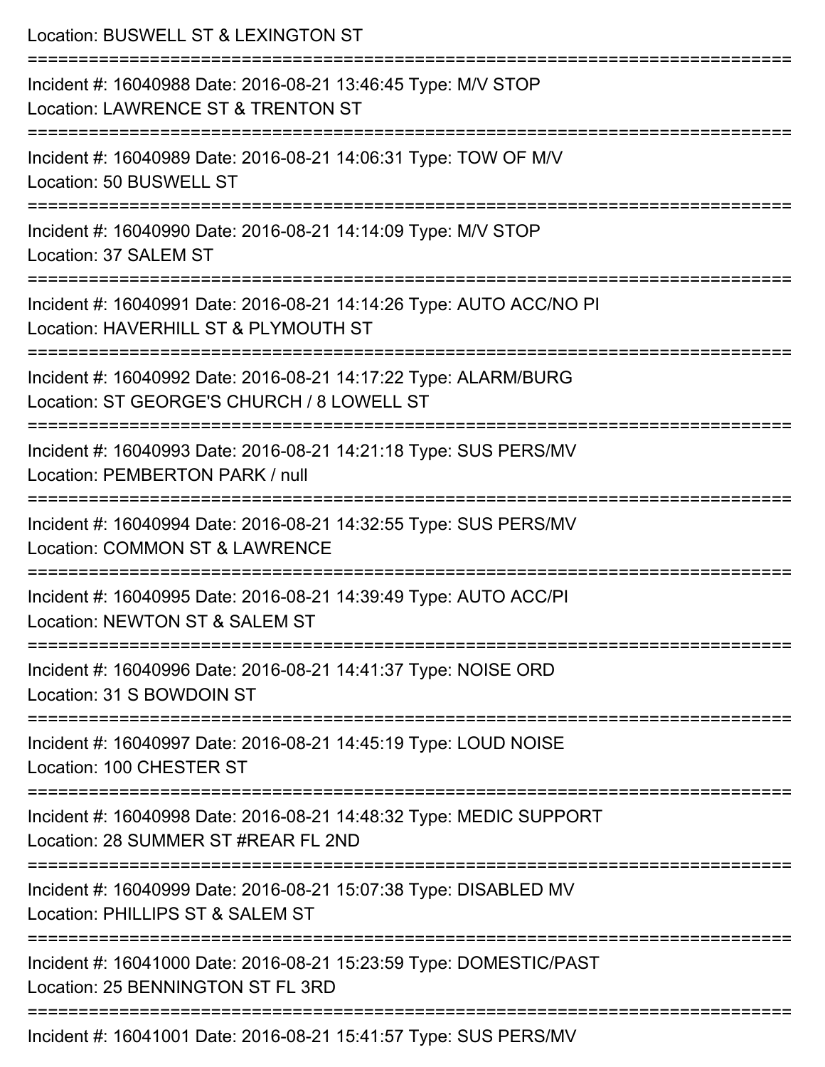Location: BUSWELL ST & LEXINGTON ST

===========================================================================

Incident #: 16040988 Date: 2016-08-21 13:46:45 Type: M/V STOP
Location: LAWRENCE ST & TRENTON ST

===========================================================================

Incident #: 16040989 Date: 2016-08-21 14:06:31 Type: TOW OF M/V
Location: 50 BUSWELL ST

===========================================================================

Incident #: 16040990 Date: 2016-08-21 14:14:09 Type: M/V STOP
Location: 37 SALEM ST

===========================================================================

Incident #: 16040991 Date: 2016-08-21 14:14:26 Type: AUTO ACC/NO PI
Location: HAVERHILL ST & PLYMOUTH ST

===========================================================================

Incident #: 16040992 Date: 2016-08-21 14:17:22 Type: ALARM/BURG
Location: ST GEORGE'S CHURCH / 8 LOWELL ST

===========================================================================

Incident #: 16040993 Date: 2016-08-21 14:21:18 Type: SUS PERS/MV
Location: PEMBERTON PARK / null

===========================================================================

Incident #: 16040994 Date: 2016-08-21 14:32:55 Type: SUS PERS/MV
Location: COMMON ST & LAWRENCE

===========================================================================

Incident #: 16040995 Date: 2016-08-21 14:39:49 Type: AUTO ACC/PI
Location: NEWTON ST & SALEM ST

===========================================================================

Incident #: 16040996 Date: 2016-08-21 14:41:37 Type: NOISE ORD
Location: 31 S BOWDOIN ST

===========================================================================

Incident #: 16040997 Date: 2016-08-21 14:45:19 Type: LOUD NOISE
Location: 100 CHESTER ST

===========================================================================

Incident #: 16040998 Date: 2016-08-21 14:48:32 Type: MEDIC SUPPORT
Location: 28 SUMMER ST #REAR FL 2ND

===========================================================================

Incident #: 16040999 Date: 2016-08-21 15:07:38 Type: DISABLED MV
Location: PHILLIPS ST & SALEM ST

===========================================================================

Incident #: 16041000 Date: 2016-08-21 15:23:59 Type: DOMESTIC/PAST
Location: 25 BENNINGTON ST FL 3RD

===========================================================================

Incident #: 16041001 Date: 2016-08-21 15:41:57 Type: SUS PERS/MV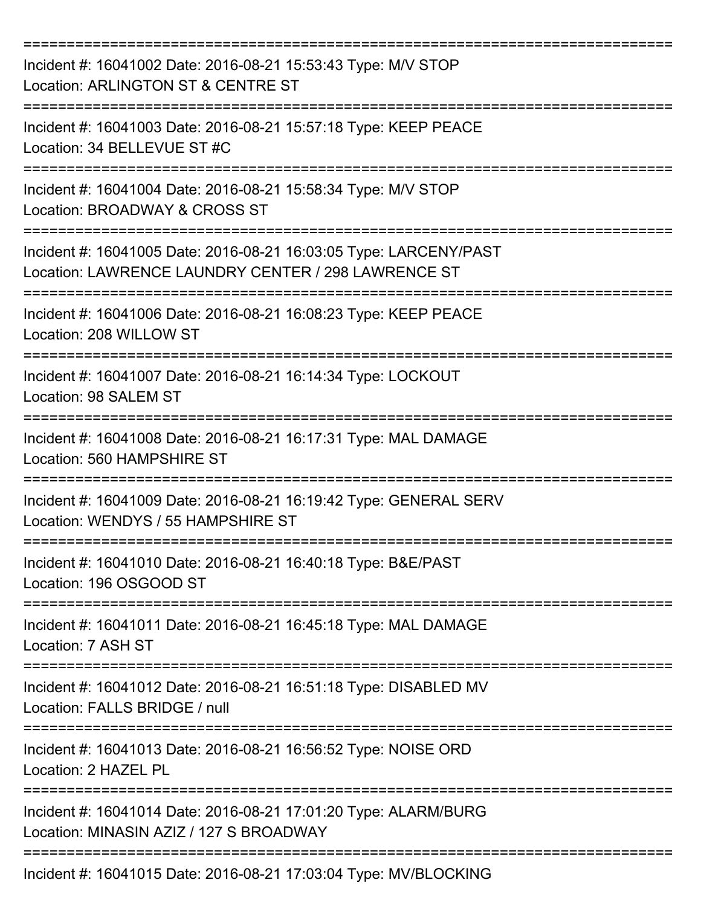===========================================================================

Incident #: 16041002 Date: 2016-08-21 15:53:43 Type: M/V STOP
Location: ARLINGTON ST & CENTRE ST

===========================================================================

Incident #: 16041003 Date: 2016-08-21 15:57:18 Type: KEEP PEACE
Location: 34 BELLEVUE ST #C

===========================================================================

Incident #: 16041004 Date: 2016-08-21 15:58:34 Type: M/V STOP
Location: BROADWAY & CROSS ST

===========================================================================

Incident #: 16041005 Date: 2016-08-21 16:03:05 Type: LARCENY/PAST
Location: LAWRENCE LAUNDRY CENTER / 298 LAWRENCE ST

===========================================================================

Incident #: 16041006 Date: 2016-08-21 16:08:23 Type: KEEP PEACE
Location: 208 WILLOW ST

===========================================================================

Incident #: 16041007 Date: 2016-08-21 16:14:34 Type: LOCKOUT
Location: 98 SALEM ST

===========================================================================

Incident #: 16041008 Date: 2016-08-21 16:17:31 Type: MAL DAMAGE
Location: 560 HAMPSHIRE ST

===========================================================================

Incident #: 16041009 Date: 2016-08-21 16:19:42 Type: GENERAL SERV
Location: WENDYS / 55 HAMPSHIRE ST

===========================================================================

Incident #: 16041010 Date: 2016-08-21 16:40:18 Type: B&E/PAST
Location: 196 OSGOOD ST

===========================================================================

Incident #: 16041011 Date: 2016-08-21 16:45:18 Type: MAL DAMAGE
Location: 7 ASH ST

===========================================================================

Incident #: 16041012 Date: 2016-08-21 16:51:18 Type: DISABLED MV
Location: FALLS BRIDGE / null

===========================================================================

Incident #: 16041013 Date: 2016-08-21 16:56:52 Type: NOISE ORD
Location: 2 HAZEL PL

===========================================================================

Incident #: 16041014 Date: 2016-08-21 17:01:20 Type: ALARM/BURG
Location: MINASIN AZIZ / 127 S BROADWAY

===========================================================================

Incident #: 16041015 Date: 2016-08-21 17:03:04 Type: MV/BLOCKING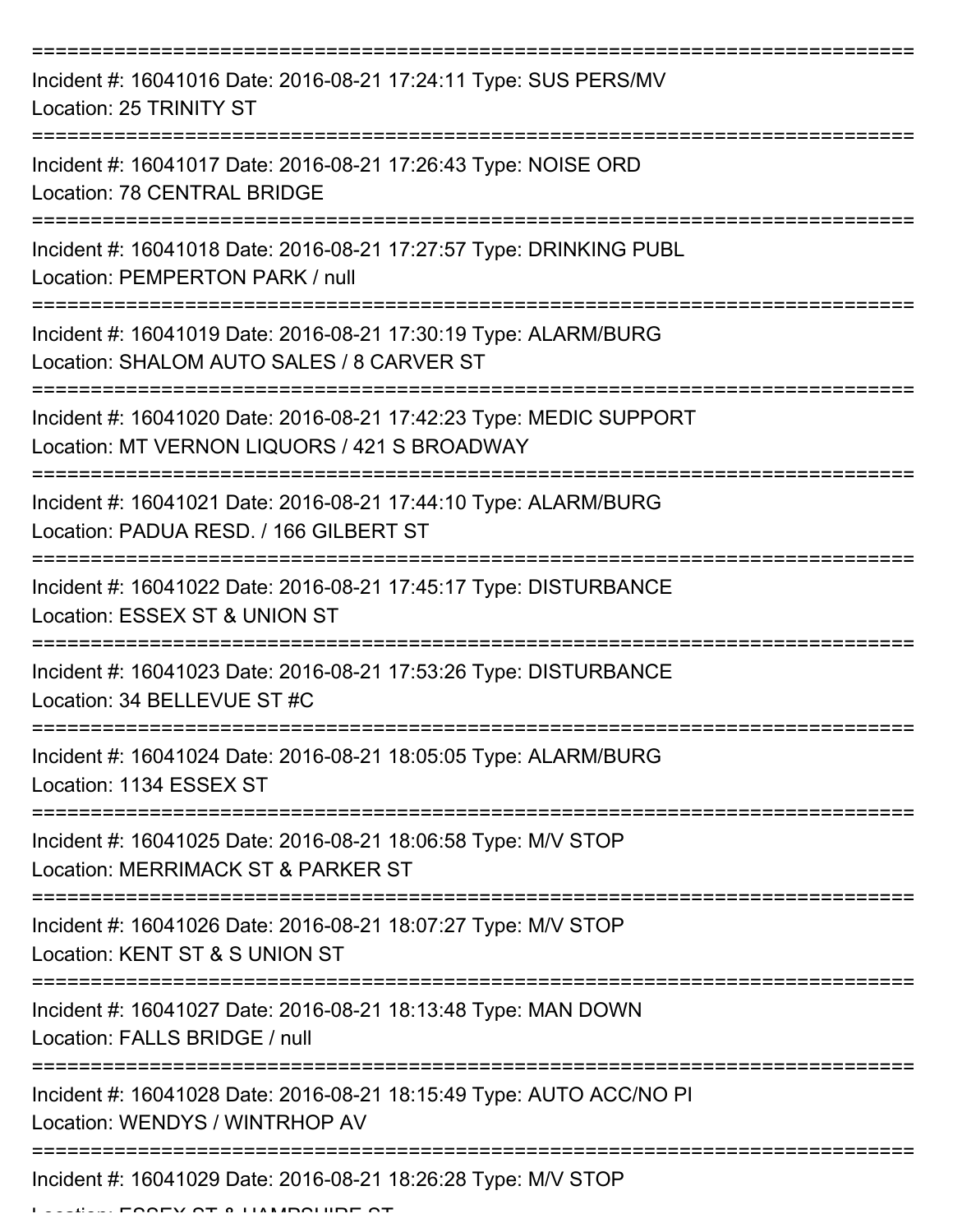Incident #: 16041016 Date: 2016-08-21 17:24:11 Type: SUS PERS/MV
Location: 25 TRINITY ST

Incident #: 16041017 Date: 2016-08-21 17:26:43 Type: NOISE ORD
Location: 78 CENTRAL BRIDGE

Incident #: 16041018 Date: 2016-08-21 17:27:57 Type: DRINKING PUBL
Location: PEMPERTON PARK / null

Incident #: 16041019 Date: 2016-08-21 17:30:19 Type: ALARM/BURG
Location: SHALOM AUTO SALES / 8 CARVER ST

Incident #: 16041020 Date: 2016-08-21 17:42:23 Type: MEDIC SUPPORT
Location: MT VERNON LIQUORS / 421 S BROADWAY

Incident #: 16041021 Date: 2016-08-21 17:44:10 Type: ALARM/BURG
Location: PADUA RESD. / 166 GILBERT ST

Incident #: 16041022 Date: 2016-08-21 17:45:17 Type: DISTURBANCE
Location: ESSEX ST & UNION ST

Incident #: 16041023 Date: 2016-08-21 17:53:26 Type: DISTURBANCE
Location: 34 BELLEVUE ST #C

Incident #: 16041024 Date: 2016-08-21 18:05:05 Type: ALARM/BURG
Location: 1134 ESSEX ST

Incident #: 16041025 Date: 2016-08-21 18:06:58 Type: M/V STOP
Location: MERRIMACK ST & PARKER ST

Incident #: 16041026 Date: 2016-08-21 18:07:27 Type: M/V STOP
Location: KENT ST & S UNION ST

Incident #: 16041027 Date: 2016-08-21 18:13:48 Type: MAN DOWN
Location: FALLS BRIDGE / null

Incident #: 16041028 Date: 2016-08-21 18:15:49 Type: AUTO ACC/NO PI
Location: WENDYS / WINTRHOP AV

Incident #: 16041029 Date: 2016-08-21 18:26:28 Type: M/V STOP
Location: ESSEX ST & HAMPSHIRE ST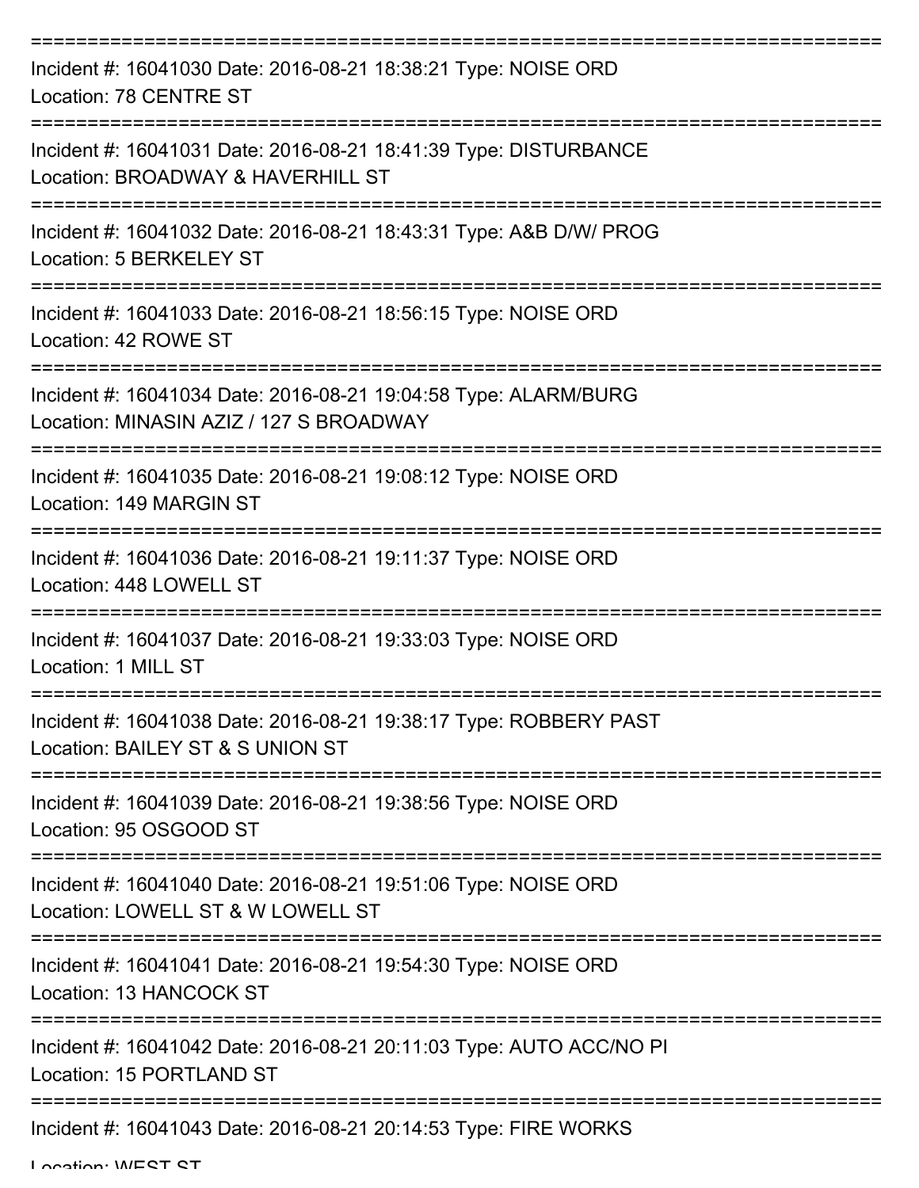===========================================================================

Incident #: 16041030 Date: 2016-08-21 18:38:21 Type: NOISE ORD
Location: 78 CENTRE ST

===========================================================================

Incident #: 16041031 Date: 2016-08-21 18:41:39 Type: DISTURBANCE
Location: BROADWAY & HAVERHILL ST

===========================================================================

Incident #: 16041032 Date: 2016-08-21 18:43:31 Type: A&B D/W/ PROG
Location: 5 BERKELEY ST

===========================================================================

Incident #: 16041033 Date: 2016-08-21 18:56:15 Type: NOISE ORD
Location: 42 ROWE ST

===========================================================================

Incident #: 16041034 Date: 2016-08-21 19:04:58 Type: ALARM/BURG
Location: MINASIN AZIZ / 127 S BROADWAY

===========================================================================

Incident #: 16041035 Date: 2016-08-21 19:08:12 Type: NOISE ORD
Location: 149 MARGIN ST

===========================================================================

Incident #: 16041036 Date: 2016-08-21 19:11:37 Type: NOISE ORD
Location: 448 LOWELL ST

===========================================================================

Incident #: 16041037 Date: 2016-08-21 19:33:03 Type: NOISE ORD
Location: 1 MILL ST

===========================================================================

Incident #: 16041038 Date: 2016-08-21 19:38:17 Type: ROBBERY PAST
Location: BAILEY ST & S UNION ST

===========================================================================

Incident #: 16041039 Date: 2016-08-21 19:38:56 Type: NOISE ORD
Location: 95 OSGOOD ST

===========================================================================

Incident #: 16041040 Date: 2016-08-21 19:51:06 Type: NOISE ORD
Location: LOWELL ST & W LOWELL ST

===========================================================================

Incident #: 16041041 Date: 2016-08-21 19:54:30 Type: NOISE ORD
Location: 13 HANCOCK ST

===========================================================================

Incident #: 16041042 Date: 2016-08-21 20:11:03 Type: AUTO ACC/NO PI
Location: 15 PORTLAND ST

===========================================================================

Incident #: 16041043 Date: 2016-08-21 20:14:53 Type: FIRE WORKS
Location: WEST ST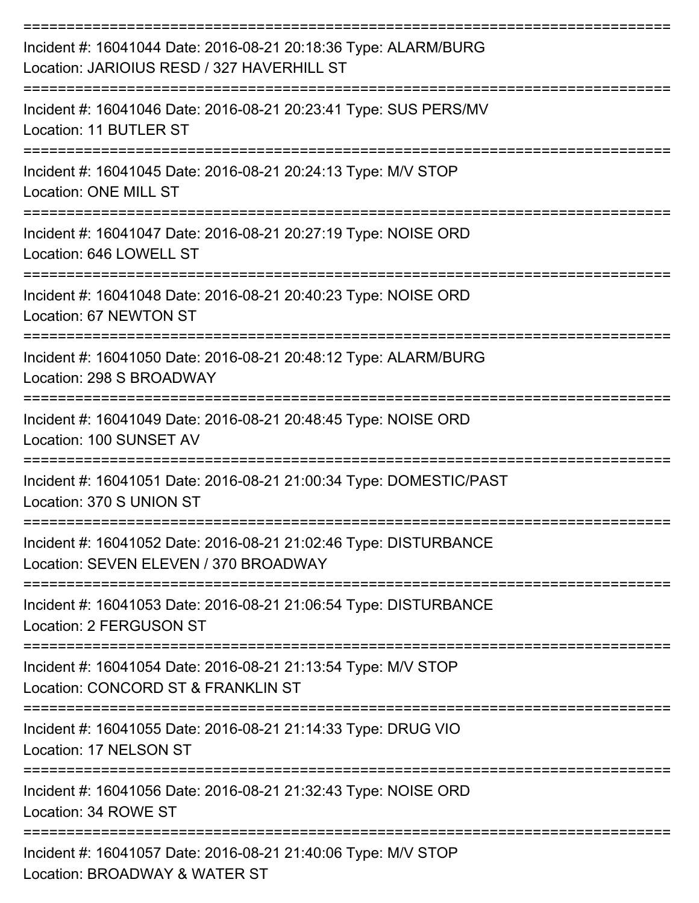===========================================================================

Incident #: 16041044 Date: 2016-08-21 20:18:36 Type: ALARM/BURG

Location: JARIOIUS RESD / 327 HAVERHILL ST

===========================================================================

Incident #: 16041046 Date: 2016-08-21 20:23:41 Type: SUS PERS/MV

Location: 11 BUTLER ST

===========================================================================

Incident #: 16041045 Date: 2016-08-21 20:24:13 Type: M/V STOP

Location: ONE MILL ST

===========================================================================

Incident #: 16041047 Date: 2016-08-21 20:27:19 Type: NOISE ORD

Location: 646 LOWELL ST

===========================================================================

Incident #: 16041048 Date: 2016-08-21 20:40:23 Type: NOISE ORD

Location: 67 NEWTON ST

===========================================================================

Incident #: 16041050 Date: 2016-08-21 20:48:12 Type: ALARM/BURG

Location: 298 S BROADWAY

===========================================================================

Incident #: 16041049 Date: 2016-08-21 20:48:45 Type: NOISE ORD

Location: 100 SUNSET AV

===========================================================================

Incident #: 16041051 Date: 2016-08-21 21:00:34 Type: DOMESTIC/PAST

Location: 370 S UNION ST

===========================================================================

Incident #: 16041052 Date: 2016-08-21 21:02:46 Type: DISTURBANCE

Location: SEVEN ELEVEN / 370 BROADWAY

===========================================================================

Incident #: 16041053 Date: 2016-08-21 21:06:54 Type: DISTURBANCE

Location: 2 FERGUSON ST

===========================================================================

Incident #: 16041054 Date: 2016-08-21 21:13:54 Type: M/V STOP

Location: CONCORD ST & FRANKLIN ST

===========================================================================

Incident #: 16041055 Date: 2016-08-21 21:14:33 Type: DRUG VIO

Location: 17 NELSON ST

===========================================================================

Incident #: 16041056 Date: 2016-08-21 21:32:43 Type: NOISE ORD

Location: 34 ROWE ST

===========================================================================

Incident #: 16041057 Date: 2016-08-21 21:40:06 Type: M/V STOP

Location: BROADWAY & WATER ST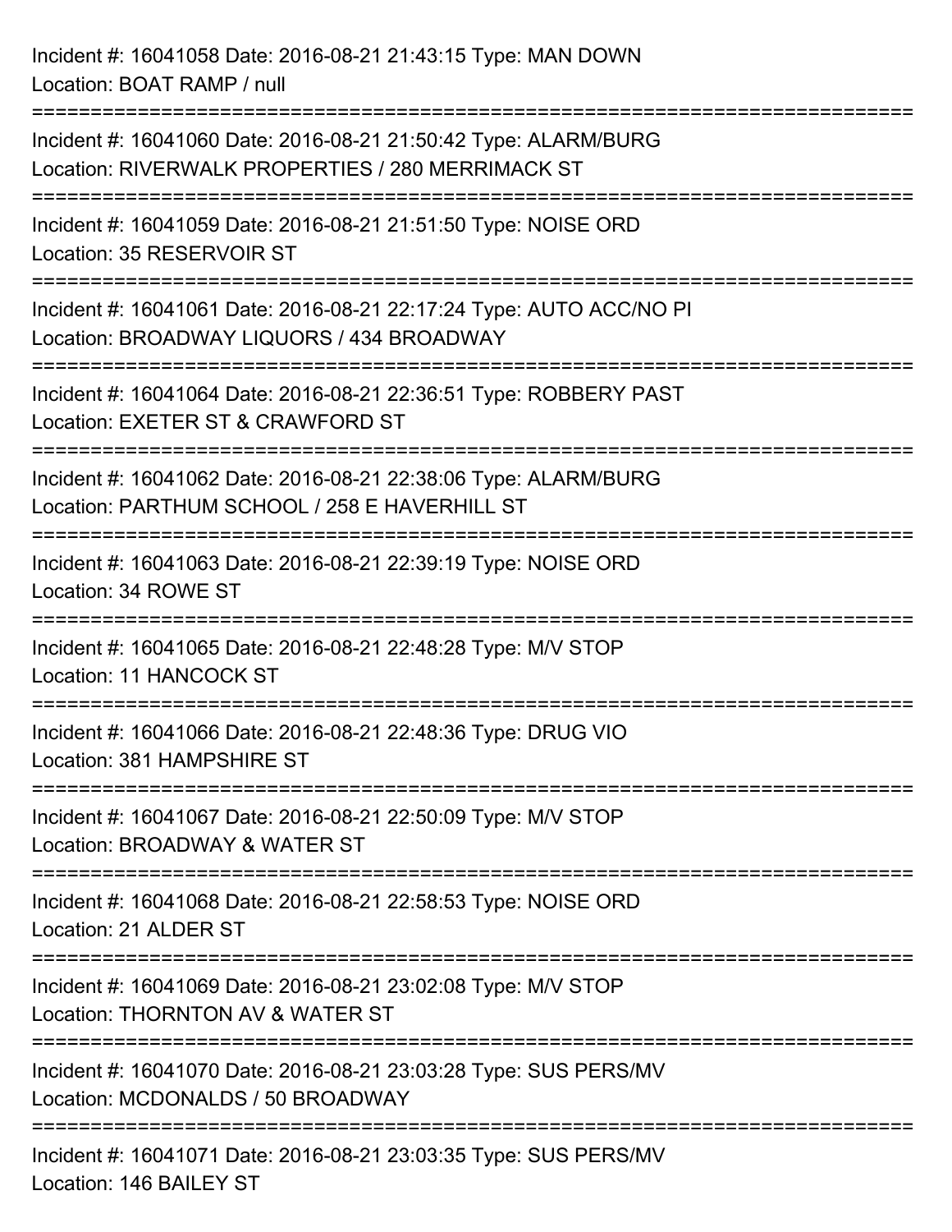Incident #: 16041058 Date: 2016-08-21 21:43:15 Type: MAN DOWN
Location: BOAT RAMP / null

===========================================================================

Incident #: 16041060 Date: 2016-08-21 21:50:42 Type: ALARM/BURG
Location: RIVERWALK PROPERTIES / 280 MERRIMACK ST

===========================================================================

Incident #: 16041059 Date: 2016-08-21 21:51:50 Type: NOISE ORD
Location: 35 RESERVOIR ST

===========================================================================

Incident #: 16041061 Date: 2016-08-21 22:17:24 Type: AUTO ACC/NO PI
Location: BROADWAY LIQUORS / 434 BROADWAY

===========================================================================

Incident #: 16041064 Date: 2016-08-21 22:36:51 Type: ROBBERY PAST
Location: EXETER ST & CRAWFORD ST

===========================================================================

Incident #: 16041062 Date: 2016-08-21 22:38:06 Type: ALARM/BURG
Location: PARTHUM SCHOOL / 258 E HAVERHILL ST

===========================================================================

Incident #: 16041063 Date: 2016-08-21 22:39:19 Type: NOISE ORD
Location: 34 ROWE ST

===========================================================================

Incident #: 16041065 Date: 2016-08-21 22:48:28 Type: M/V STOP
Location: 11 HANCOCK ST

===========================================================================

Incident #: 16041066 Date: 2016-08-21 22:48:36 Type: DRUG VIO
Location: 381 HAMPSHIRE ST

===========================================================================

Incident #: 16041067 Date: 2016-08-21 22:50:09 Type: M/V STOP
Location: BROADWAY & WATER ST

===========================================================================

Incident #: 16041068 Date: 2016-08-21 22:58:53 Type: NOISE ORD
Location: 21 ALDER ST

===========================================================================

Incident #: 16041069 Date: 2016-08-21 23:02:08 Type: M/V STOP
Location: THORNTON AV & WATER ST

===========================================================================

Incident #: 16041070 Date: 2016-08-21 23:03:28 Type: SUS PERS/MV
Location: MCDONALDS / 50 BROADWAY

===========================================================================

Incident #: 16041071 Date: 2016-08-21 23:03:35 Type: SUS PERS/MV
Location: 146 BAILEY ST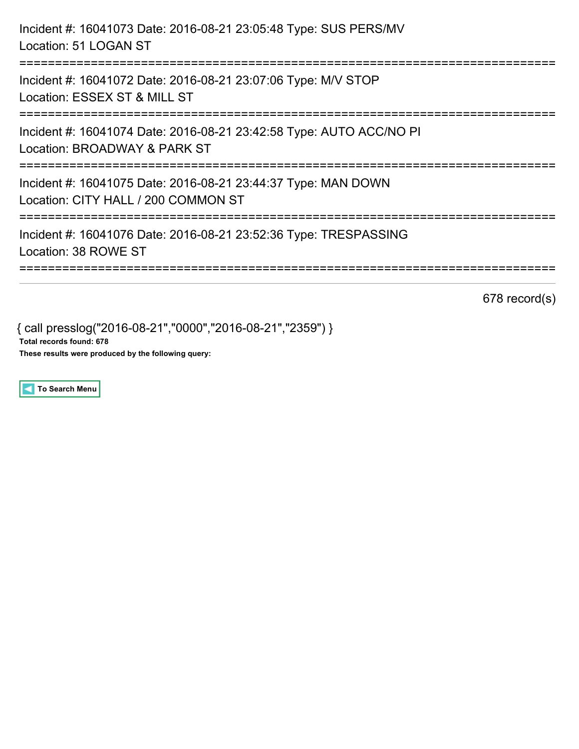Incident #: 16041073 Date: 2016-08-21 23:05:48 Type: SUS PERS/MV
Location: 51 LOGAN ST

===========================================================================

Incident #: 16041072 Date: 2016-08-21 23:07:06 Type: M/V STOP
Location: ESSEX ST & MILL ST

===========================================================================

Incident #: 16041074 Date: 2016-08-21 23:42:58 Type: AUTO ACC/NO PI
Location: BROADWAY & PARK ST

===========================================================================

Incident #: 16041075 Date: 2016-08-21 23:44:37 Type: MAN DOWN
Location: CITY HALL / 200 COMMON ST

===========================================================================

Incident #: 16041076 Date: 2016-08-21 23:52:36 Type: TRESPASSING
Location: 38 ROWE ST

===========================================================================

---

678 record(s)

{ call presslog("2016-08-21","0000","2016-08-21","2359") }

**Total records found: 678**

**These results were produced by the following query:**

To Search Menu